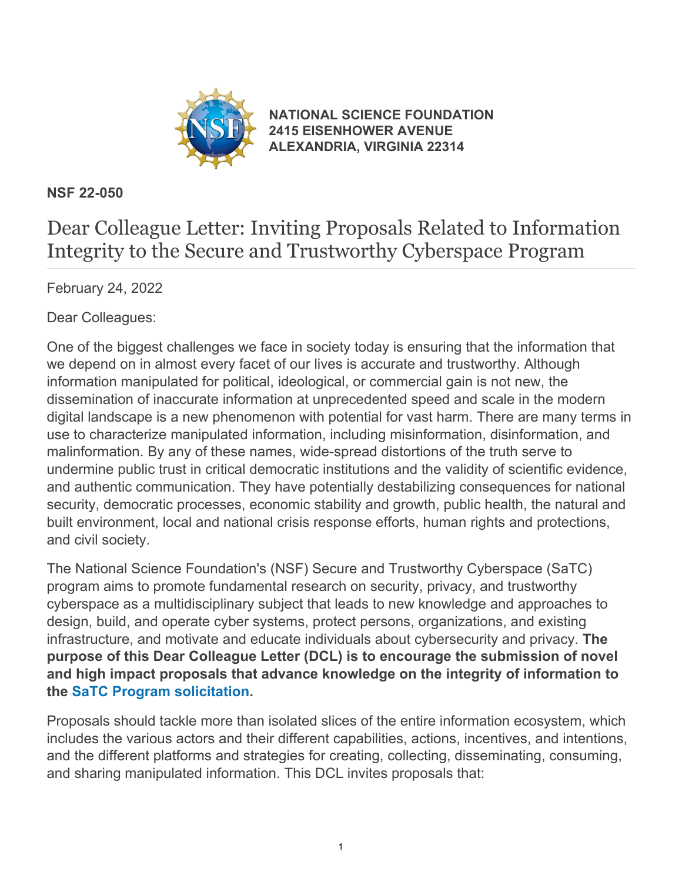**NATIONAL SCIENCE FOUNDATION**
**2415 EISENHOWER AVENUE**
**ALEXANDRIA, VIRGINIA 22314**

**NSF 22-050**

# Dear Colleague Letter: Inviting Proposals Related to Information Integrity to the Secure and Trustworthy Cyberspace Program

February 24, 2022

Dear Colleagues:

One of the biggest challenges we face in society today is ensuring that the information that we depend on in almost every facet of our lives is accurate and trustworthy. Although information manipulated for political, ideological, or commercial gain is not new, the dissemination of inaccurate information at unprecedented speed and scale in the modern digital landscape is a new phenomenon with potential for vast harm. There are many terms in use to characterize manipulated information, including misinformation, disinformation, and malinformation. By any of these names, wide-spread distortions of the truth serve to undermine public trust in critical democratic institutions and the validity of scientific evidence, and authentic communication. They have potentially destabilizing consequences for national security, democratic processes, economic stability and growth, public health, the natural and built environment, local and national crisis response efforts, human rights and protections, and civil society.

The National Science Foundation's (NSF) Secure and Trustworthy Cyberspace (SaTC) program aims to promote fundamental research on security, privacy, and trustworthy cyberspace as a multidisciplinary subject that leads to new knowledge and approaches to design, build, and operate cyber systems, protect persons, organizations, and existing infrastructure, and motivate and educate individuals about cybersecurity and privacy. **The purpose of this Dear Colleague Letter (DCL) is to encourage the submission of novel and high impact proposals that advance knowledge on the integrity of information to the SaTC Program solicitation.**

Proposals should tackle more than isolated slices of the entire information ecosystem, which includes the various actors and their different capabilities, actions, incentives, and intentions, and the different platforms and strategies for creating, collecting, disseminating, consuming, and sharing manipulated information. This DCL invites proposals that: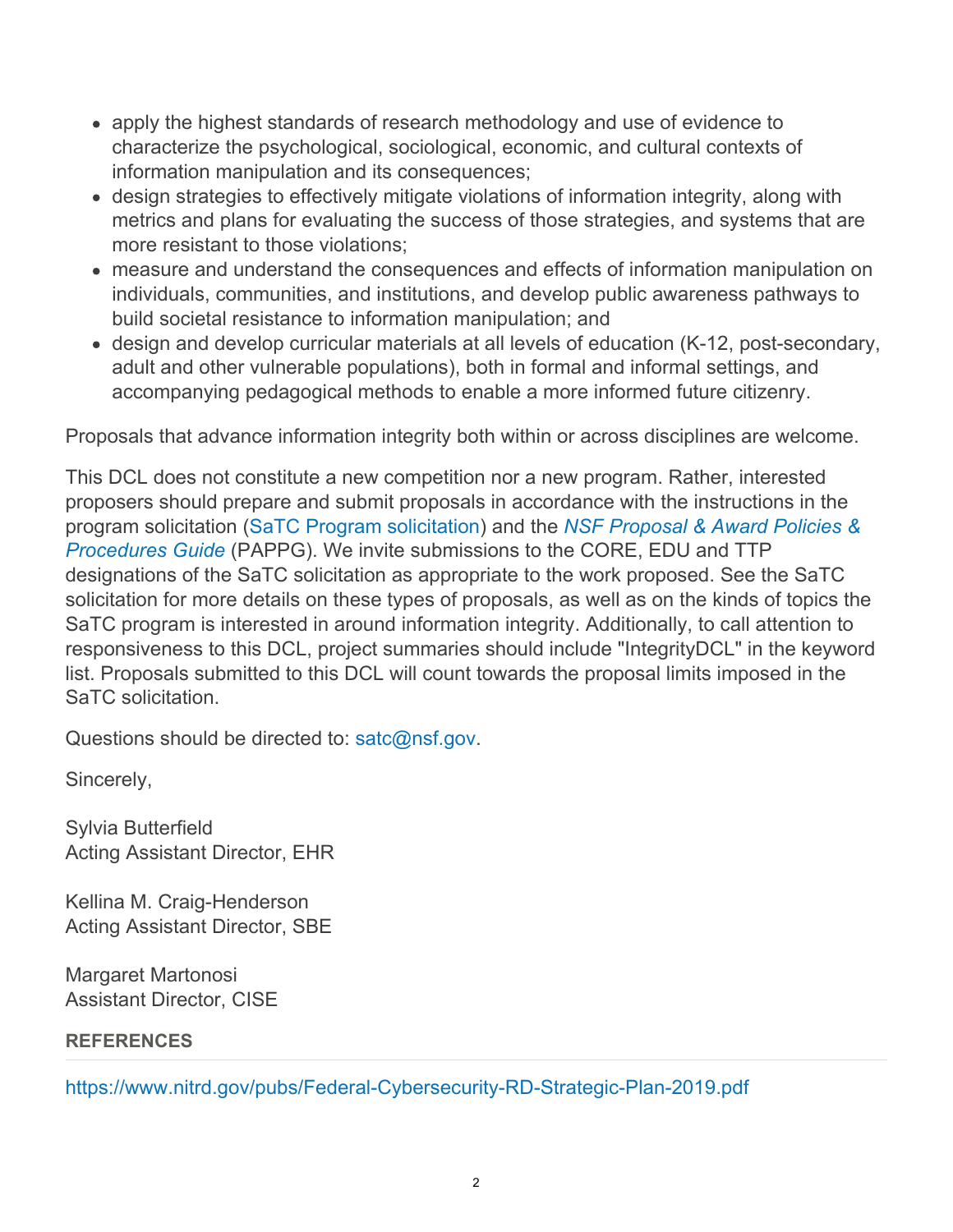- apply the highest standards of research methodology and use of evidence to characterize the psychological, sociological, economic, and cultural contexts of information manipulation and its consequences;
- design strategies to effectively mitigate violations of information integrity, along with metrics and plans for evaluating the success of those strategies, and systems that are more resistant to those violations;
- measure and understand the consequences and effects of information manipulation on individuals, communities, and institutions, and develop public awareness pathways to build societal resistance to information manipulation; and
- design and develop curricular materials at all levels of education (K-12, post-secondary, adult and other vulnerable populations), both in formal and informal settings, and accompanying pedagogical methods to enable a more informed future citizenry.

Proposals that advance information integrity both within or across disciplines are welcome.

This DCL does not constitute a new competition nor a new program. Rather, interested proposers should prepare and submit proposals in accordance with the instructions in the program solicitation (SaTC Program solicitation) and the *NSF Proposal & Award Policies & Procedures Guide* (PAPPG). We invite submissions to the CORE, EDU and TTP designations of the SaTC solicitation as appropriate to the work proposed. See the SaTC solicitation for more details on these types of proposals, as well as on the kinds of topics the SaTC program is interested in around information integrity. Additionally, to call attention to responsiveness to this DCL, project summaries should include "IntegrityDCL" in the keyword list. Proposals submitted to this DCL will count towards the proposal limits imposed in the SaTC solicitation.

Questions should be directed to: satc@nsf.gov.

Sincerely,

Sylvia Butterfield
Acting Assistant Director, EHR

Kellina M. Craig-Henderson
Acting Assistant Director, SBE

Margaret Martonosi
Assistant Director, CISE

**REFERENCES**

https://www.nitrd.gov/pubs/Federal-Cybersecurity-RD-Strategic-Plan-2019.pdf